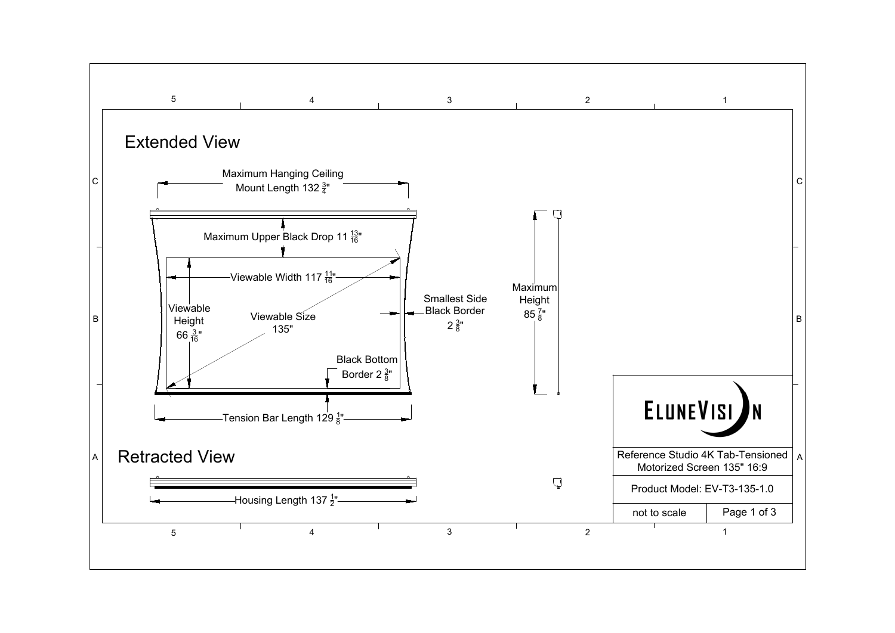## Extended View

Maximum Hanging Ceiling Mount Length 132 3/4"

Maximum Upper Black Drop 11 13/16"

Viewable Width 117 11/16"

Viewable Height 66 3/16"

Viewable Size 135"

Smallest Side Black Border 2 3/8"

Maximum Height 85 7/8"

Black Bottom Border 2 3/8"

Tension Bar Length 129 1/8"

## Retracted View

Housing Length 137 1/2"

ELUNEVISION

Reference Studio 4K Tab-Tensioned Motorized Screen 135" 16:9

Product Model: EV-T3-135-1.0

not to scale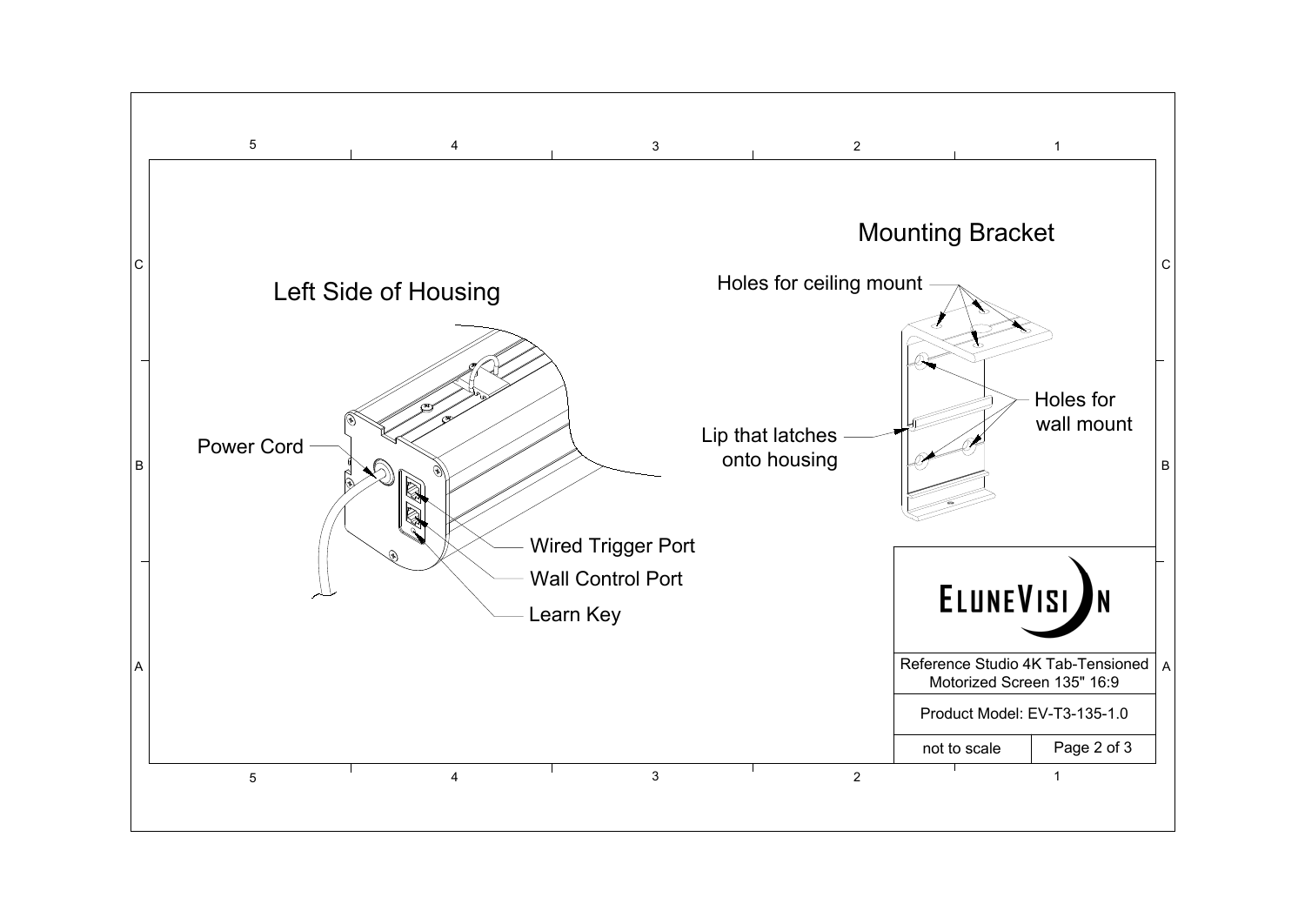## Left Side of Housing

- Power Cord
- Wired Trigger Port
- Wall Control Port
- Learn Key

## Mounting Bracket

- Holes for ceiling mount
- Holes for wall mount
- Lip that latches onto housing

ELUNEVISION

| Reference Studio 4K Tab-Tensioned Motorized Screen 135" 16:9 | |
|---|---|
| Product Model: EV-T3-135-1.0 | |
| not to scale | Page 2 of 3 |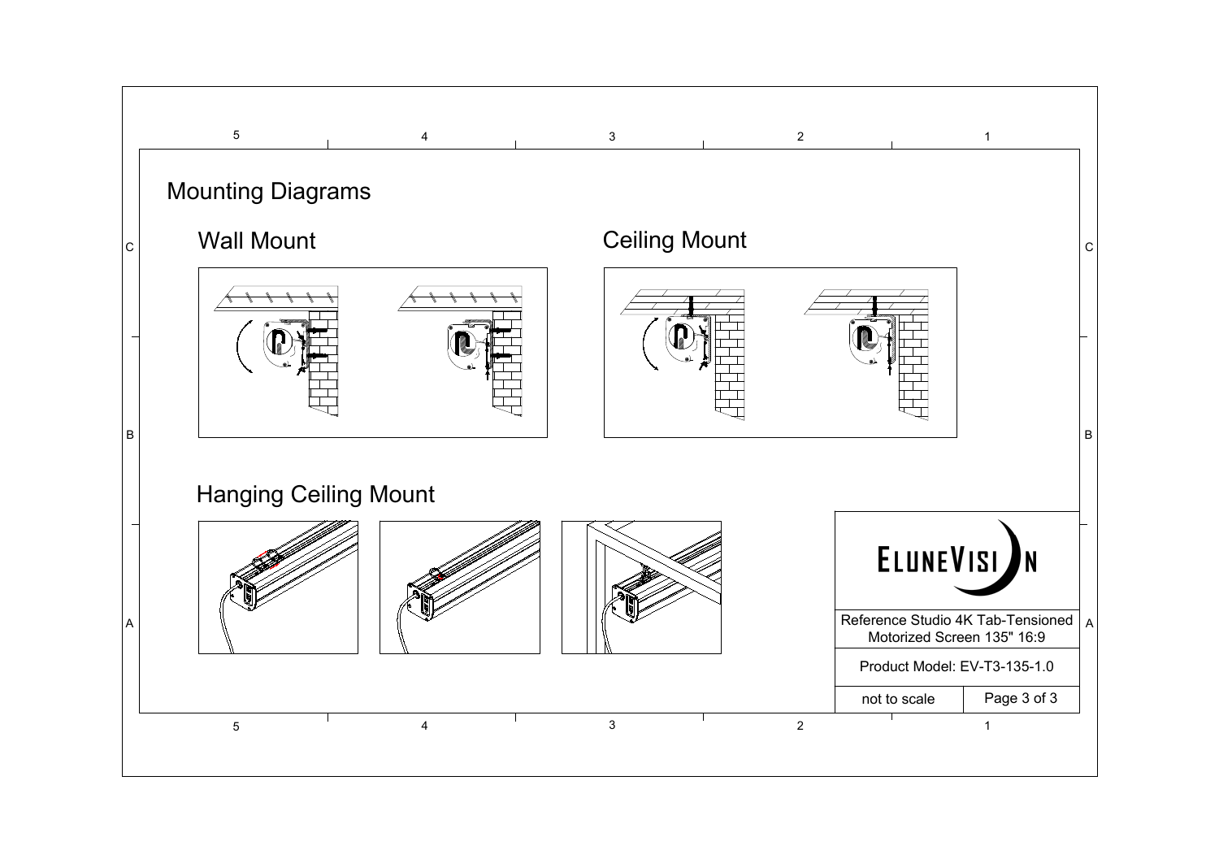# Mounting Diagrams

## Wall Mount

## Ceiling Mount

## Hanging Ceiling Mount

ELUNEVISION

Reference Studio 4K Tab-Tensioned Motorized Screen 135" 16:9

Product Model: EV-T3-135-1.0

not to scale